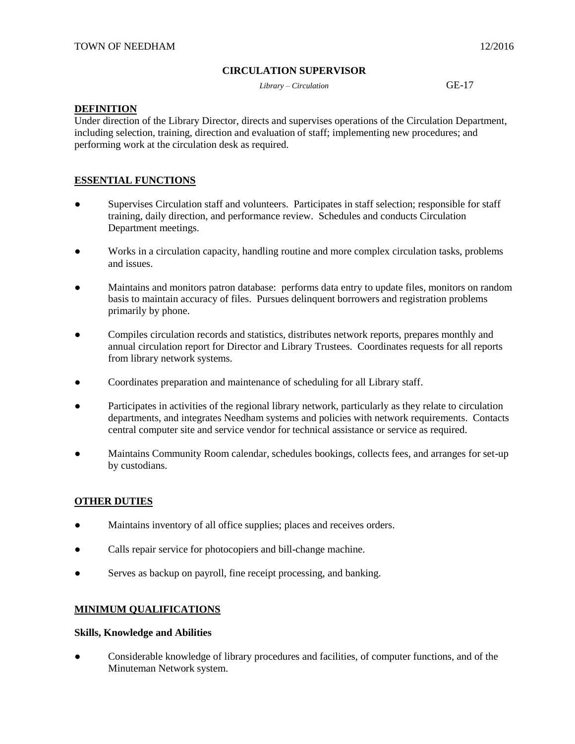TOWN OF NEEDHAM 12/2016

# CIRCULATION SUPERVISOR

*Library – Circulation* GE-17

## DEFINITION

Under direction of the Library Director, directs and supervises operations of the Circulation Department, including selection, training, direction and evaluation of staff; implementing new procedures; and performing work at the circulation desk as required.

## ESSENTIAL FUNCTIONS

- Supervises Circulation staff and volunteers. Participates in staff selection; responsible for staff training, daily direction, and performance review. Schedules and conducts Circulation Department meetings.
- Works in a circulation capacity, handling routine and more complex circulation tasks, problems and issues.
- Maintains and monitors patron database: performs data entry to update files, monitors on random basis to maintain accuracy of files. Pursues delinquent borrowers and registration problems primarily by phone.
- Compiles circulation records and statistics, distributes network reports, prepares monthly and annual circulation report for Director and Library Trustees. Coordinates requests for all reports from library network systems.
- Coordinates preparation and maintenance of scheduling for all Library staff.
- Participates in activities of the regional library network, particularly as they relate to circulation departments, and integrates Needham systems and policies with network requirements. Contacts central computer site and service vendor for technical assistance or service as required.
- Maintains Community Room calendar, schedules bookings, collects fees, and arranges for set-up by custodians.

## OTHER DUTIES

- Maintains inventory of all office supplies; places and receives orders.
- Calls repair service for photocopiers and bill-change machine.
- Serves as backup on payroll, fine receipt processing, and banking.

## MINIMUM QUALIFICATIONS

### Skills, Knowledge and Abilities

- Considerable knowledge of library procedures and facilities, of computer functions, and of the Minuteman Network system.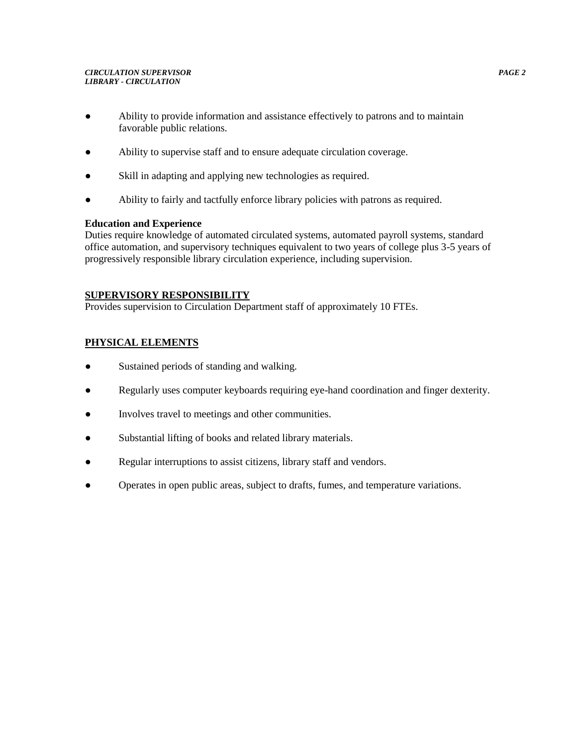- Ability to provide information and assistance effectively to patrons and to maintain favorable public relations.

- Ability to supervise staff and to ensure adequate circulation coverage.

- Skill in adapting and applying new technologies as required.

- Ability to fairly and tactfully enforce library policies with patrons as required.

**Education and Experience**
Duties require knowledge of automated circulated systems, automated payroll systems, standard office automation, and supervisory techniques equivalent to two years of college plus 3-5 years of progressively responsible library circulation experience, including supervision.

## SUPERVISORY RESPONSIBILITY

Provides supervision to Circulation Department staff of approximately 10 FTEs.

## PHYSICAL ELEMENTS

- Sustained periods of standing and walking.

- Regularly uses computer keyboards requiring eye-hand coordination and finger dexterity.

- Involves travel to meetings and other communities.

- Substantial lifting of books and related library materials.

- Regular interruptions to assist citizens, library staff and vendors.

- Operates in open public areas, subject to drafts, fumes, and temperature variations.